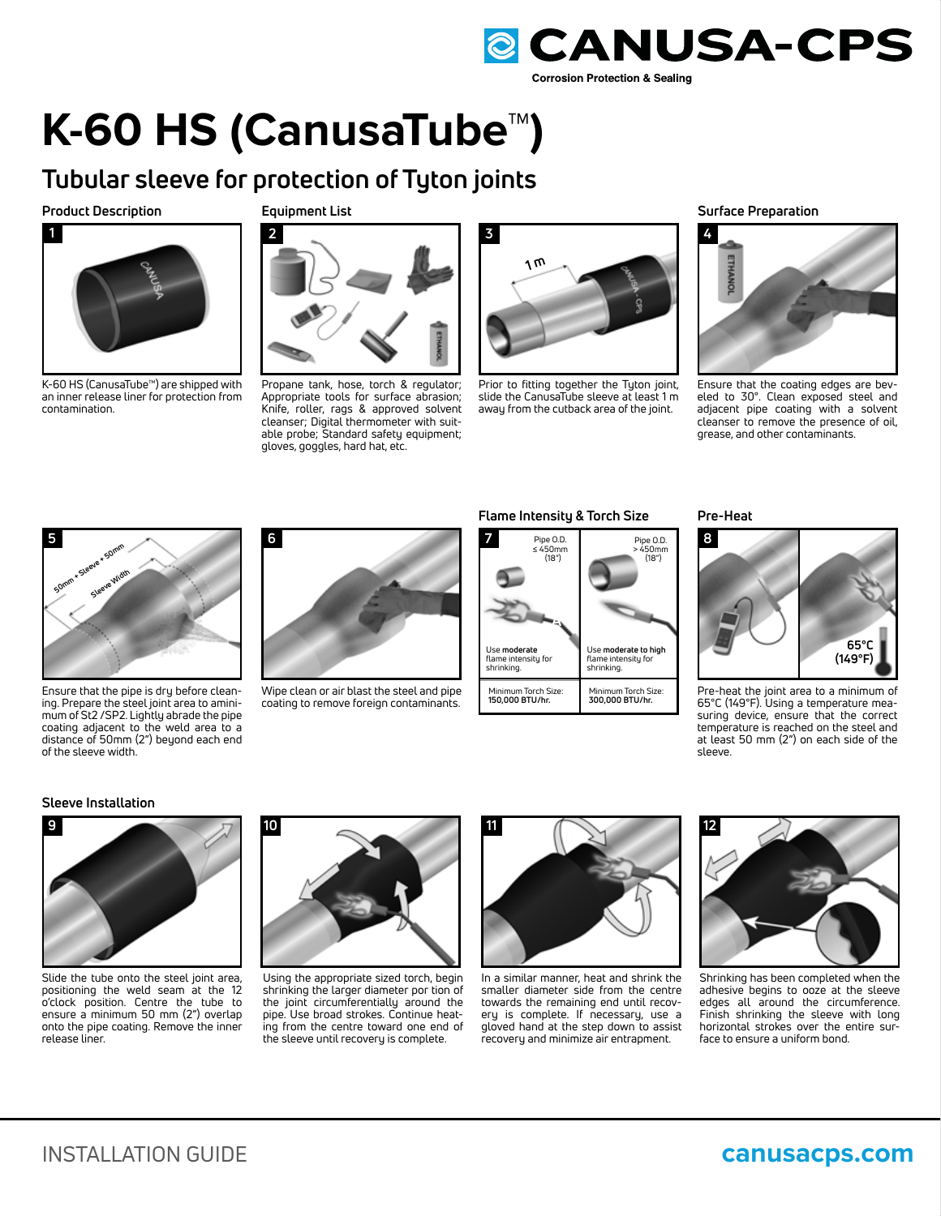CANUSA-CPS

Corrosion Protection & Sealing

# K-60 HS (CanusaTube™)

## Tubular sleeve for protection of Tyton joints

### Product Description

**1**

K-60 HS (CanusaTube™) are shipped with an inner release liner for protection from contamination.

### Equipment List

**2**

Propane tank, hose, torch & regulator; Appropriate tools for surface abrasion; Knife, roller, rags & approved solvent cleanser; Digital thermometer with suitable probe; Standard safety equipment; gloves, goggles, hard hat, etc.

**3**

1 m

Prior to fitting together the Tyton joint, slide the CanusaTube sleeve at least 1 m away from the cutback area of the joint.

### Surface Preparation

**4**

Ensure that the coating edges are beveled to 30°. Clean exposed steel and adjacent pipe coating with a solvent cleanser to remove the presence of oil, grease, and other contaminants.

**5**

50mm + Sleeve + 50mm

Sleeve Width

Ensure that the pipe is dry before cleaning. Prepare the steel joint area to a minimum of St2 /SP2. Lightly abrade the pipe coating adjacent to the weld area to a distance of 50mm (2") beyond each end of the sleeve width.

**6**

Wipe clean or air blast the steel and pipe coating to remove foreign contaminants.

### Flame Intensity & Torch Size

**7**

| Pipe O.D. ≤ 450mm (18") | Pipe O.D. > 450mm (18") |
|---|---|
| Use **moderate** flame intensity for shrinking. | Use **moderate to high** flame intensity for shrinking. |
| Minimum Torch Size: **150,000 BTU/hr.** | Minimum Torch Size: **300,000 BTU/hr.** |

### Pre-Heat

**8**

65°C (149°F)

Pre-heat the joint area to a minimum of 65°C (149°F). Using a temperature measuring device, ensure that the correct temperature is reached on the steel and at least 50 mm (2") on each side of the sleeve.

### Sleeve Installation

**9**

Slide the tube onto the steel joint area, positioning the weld seam at the 12 o'clock position. Centre the tube to ensure a minimum 50 mm (2") overlap onto the pipe coating. Remove the inner release liner.

**10**

Using the appropriate sized torch, begin shrinking the larger diameter portion of the joint circumferentially around the pipe. Use broad strokes. Continue heating from the centre toward one end of the sleeve until recovery is complete.

**11**

In a similar manner, heat and shrink the smaller diameter side from the centre towards the remaining end until recovery is complete. If necessary, use a gloved hand at the step down to assist recovery and minimize air entrapment.

**12**

Shrinking has been completed when the adhesive begins to ooze at the sleeve edges all around the circumference. Finish shrinking the sleeve with long horizontal strokes over the entire surface to ensure a uniform bond.

INSTALLATION GUIDE

canusacps.com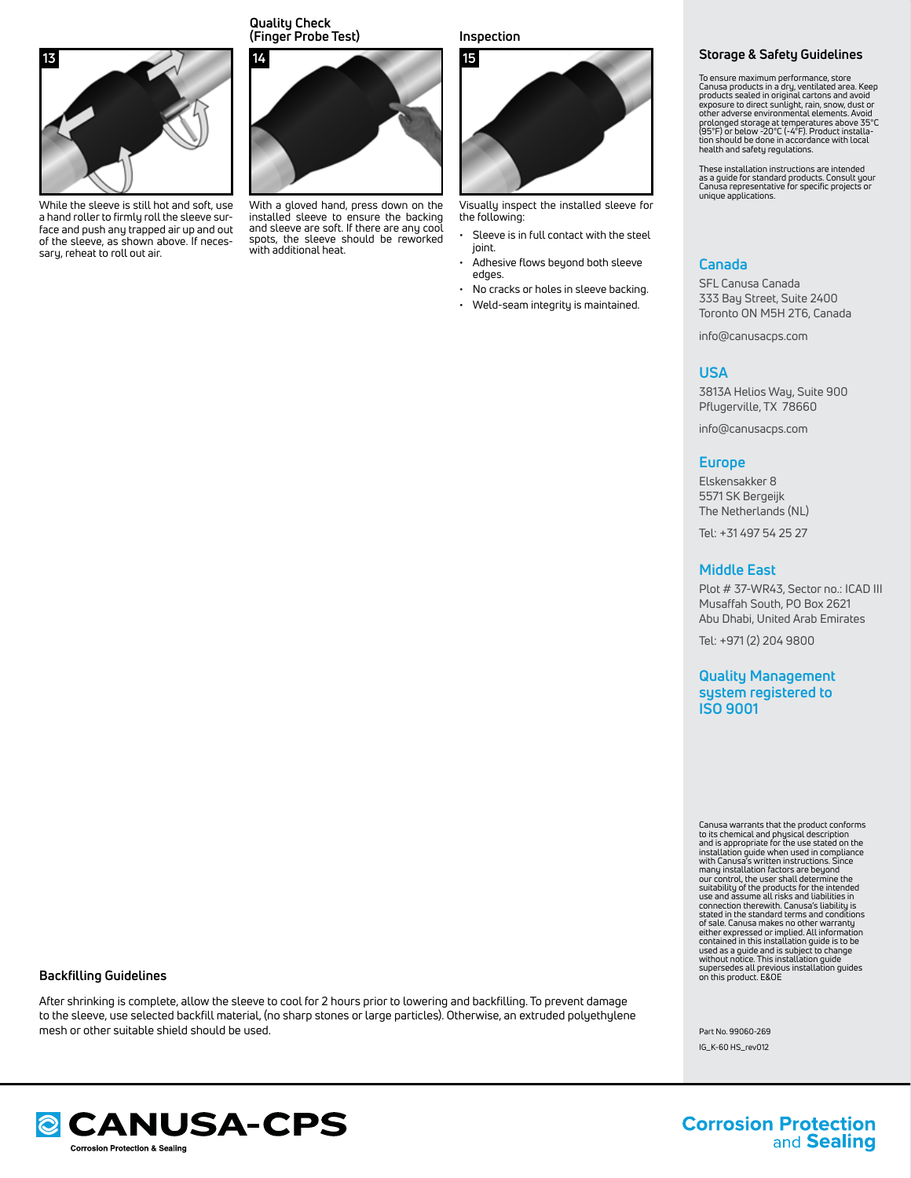13

While the sleeve is still hot and soft, use a hand roller to firmly roll the sleeve surface and push any trapped air up and out of the sleeve, as shown above. If necessary, reheat to roll out air.

### Quality Check (Finger Probe Test)

14

With a gloved hand, press down on the installed sleeve to ensure the backing and sleeve are soft. If there are any cool spots, the sleeve should be reworked with additional heat.

### Inspection

15

Visually inspect the installed sleeve for the following:

- Sleeve is in full contact with the steel joint.
- Adhesive flows beyond both sleeve edges.
- No cracks or holes in sleeve backing.
- Weld-seam integrity is maintained.

### Backfilling Guidelines

After shrinking is complete, allow the sleeve to cool for 2 hours prior to lowering and backfilling. To prevent damage to the sleeve, use selected backfill material, (no sharp stones or large particles). Otherwise, an extruded polyethylene mesh or other suitable shield should be used.

### Storage & Safety Guidelines

To ensure maximum performance, store Canusa products in a dry, ventilated area. Keep products sealed in original cartons and avoid exposure to direct sunlight, rain, snow, dust or other adverse environmental elements. Avoid prolonged storage at temperatures above 35°C (95°F) or below -20°C (-4°F). Product installation should be done in accordance with local health and safety regulations.

These installation instructions are intended as a guide for standard products. Consult your Canusa representative for specific projects or unique applications.

## Canada

SFL Canusa Canada
333 Bay Street, Suite 2400
Toronto ON M5H 2T6, Canada

info@canusacps.com

## USA

3813A Helios Way, Suite 900
Pflugerville, TX 78660

info@canusacps.com

## Europe

Elskensakker 8
5571 SK Bergeijk
The Netherlands (NL)

Tel: +31 497 54 25 27

## Middle East

Plot # 37-WR43, Sector no.: ICAD III
Musaffah South, PO Box 2621
Abu Dhabi, United Arab Emirates

Tel: +971 (2) 204 9800

## Quality Management system registered to ISO 9001

Canusa warrants that the product conforms to its chemical and physical description and is appropriate for the use stated on the installation guide when used in compliance with Canusa's written instructions. Since many installation factors are beyond our control, the user shall determine the suitability of the products for the intended use and assume all risks and liabilities in connection therewith. Canusa's liability is stated in the standard terms and conditions of sale. Canusa makes no other warranty either expressed or implied. All information contained in this installation guide is to be used as a guide and is subject to change without notice. This installation guide supersedes all previous installation guides on this product. E&OE

Part No. 99060-269
IG_K-60 HS_rev012

**CANUSA-CPS**
Corrosion Protection & Sealing

**Corrosion Protection and Sealing**